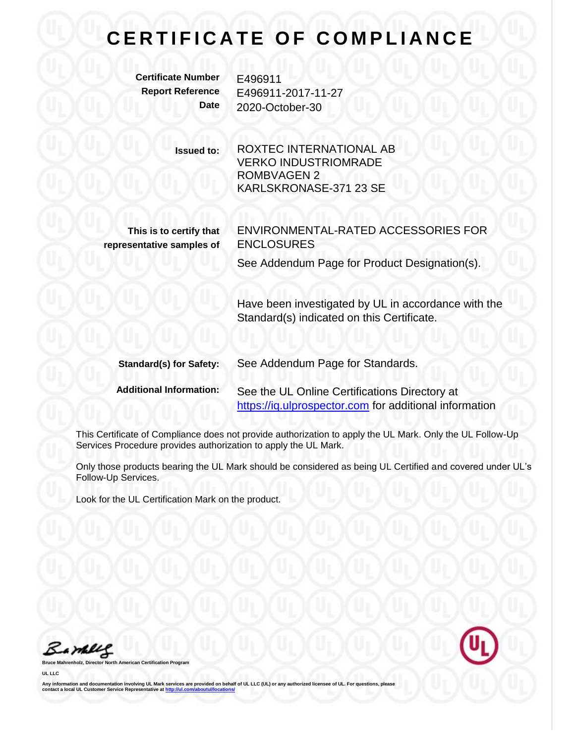# CERTIFICATE OF COMPLIANCE

| | |
|---|---|
| **Certificate Number** | E496911 |
| **Report Reference** | E496911-2017-11-27 |
| **Date** | 2020-October-30 |

**Issued to:** ROXTEC INTERNATIONAL AB
VERKO INDUSTRIOMRADE
ROMBVAGEN 2
KARLSKRONASE-371 23 SE

**This is to certify that representative samples of** ENVIRONMENTAL-RATED ACCESSORIES FOR ENCLOSURES

See Addendum Page for Product Designation(s).

Have been investigated by UL in accordance with the Standard(s) indicated on this Certificate.

**Standard(s) for Safety:** See Addendum Page for Standards.

**Additional Information:** See the UL Online Certifications Directory at https://iq.ulprospector.com for additional information

This Certificate of Compliance does not provide authorization to apply the UL Mark. Only the UL Follow-Up Services Procedure provides authorization to apply the UL Mark.

Only those products bearing the UL Mark should be considered as being UL Certified and covered under UL's Follow-Up Services.

Look for the UL Certification Mark on the product.

**Bruce Mahrenholz, Director North American Certification Program**

**UL LLC**

Any information and documentation involving UL Mark services are provided on behalf of UL LLC (UL) or any authorized licensee of UL. For questions, please contact a local UL Customer Service Representative at http://ul.com/aboutul/locations/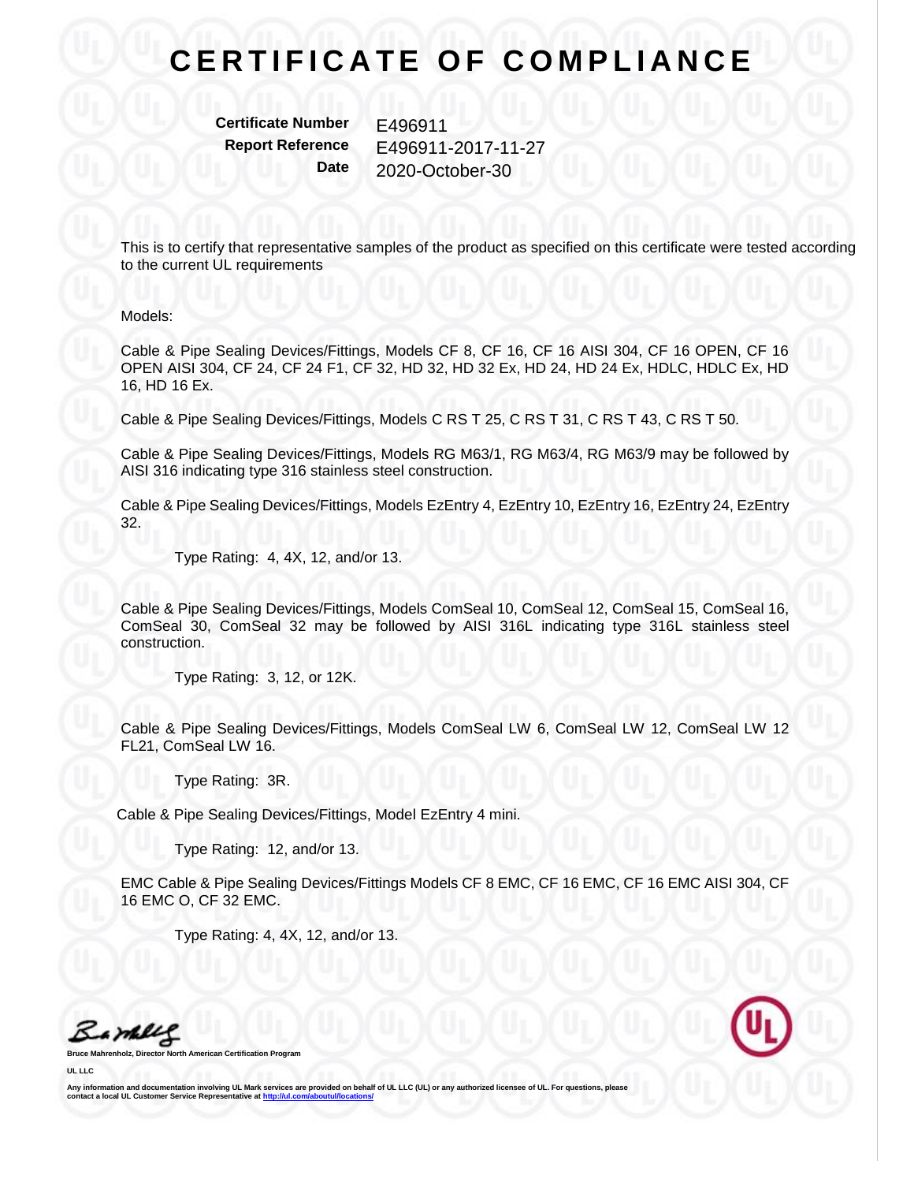# CERTIFICATE OF COMPLIANCE

**Certificate Number** E496911
**Report Reference** E496911-2017-11-27
**Date** 2020-October-30

This is to certify that representative samples of the product as specified on this certificate were tested according to the current UL requirements

Models:

Cable & Pipe Sealing Devices/Fittings, Models CF 8, CF 16, CF 16 AISI 304, CF 16 OPEN, CF 16 OPEN AISI 304, CF 24, CF 24 F1, CF 32, HD 32, HD 32 Ex, HD 24, HD 24 Ex, HDLC, HDLC Ex, HD 16, HD 16 Ex.

Cable & Pipe Sealing Devices/Fittings, Models C RS T 25, C RS T 31, C RS T 43, C RS T 50.

Cable & Pipe Sealing Devices/Fittings, Models RG M63/1, RG M63/4, RG M63/9 may be followed by AISI 316 indicating type 316 stainless steel construction.

Cable & Pipe Sealing Devices/Fittings, Models EzEntry 4, EzEntry 10, EzEntry 16, EzEntry 24, EzEntry 32.

Type Rating: 4, 4X, 12, and/or 13.

Cable & Pipe Sealing Devices/Fittings, Models ComSeal 10, ComSeal 12, ComSeal 15, ComSeal 16, ComSeal 30, ComSeal 32 may be followed by AISI 316L indicating type 316L stainless steel construction.

Type Rating: 3, 12, or 12K.

Cable & Pipe Sealing Devices/Fittings, Models ComSeal LW 6, ComSeal LW 12, ComSeal LW 12 FL21, ComSeal LW 16.

Type Rating: 3R.

Cable & Pipe Sealing Devices/Fittings, Model EzEntry 4 mini.

Type Rating: 12, and/or 13.

EMC Cable & Pipe Sealing Devices/Fittings Models CF 8 EMC, CF 16 EMC, CF 16 EMC AISI 304, CF 16 EMC O, CF 32 EMC.

Type Rating: 4, 4X, 12, and/or 13.

**Bruce Mahrenholz, Director North American Certification Program**

**UL LLC**

**Any information and documentation involving UL Mark services are provided on behalf of UL LLC (UL) or any authorized licensee of UL. For questions, please contact a local UL Customer Service Representative at http://ul.com/aboutul/locations/**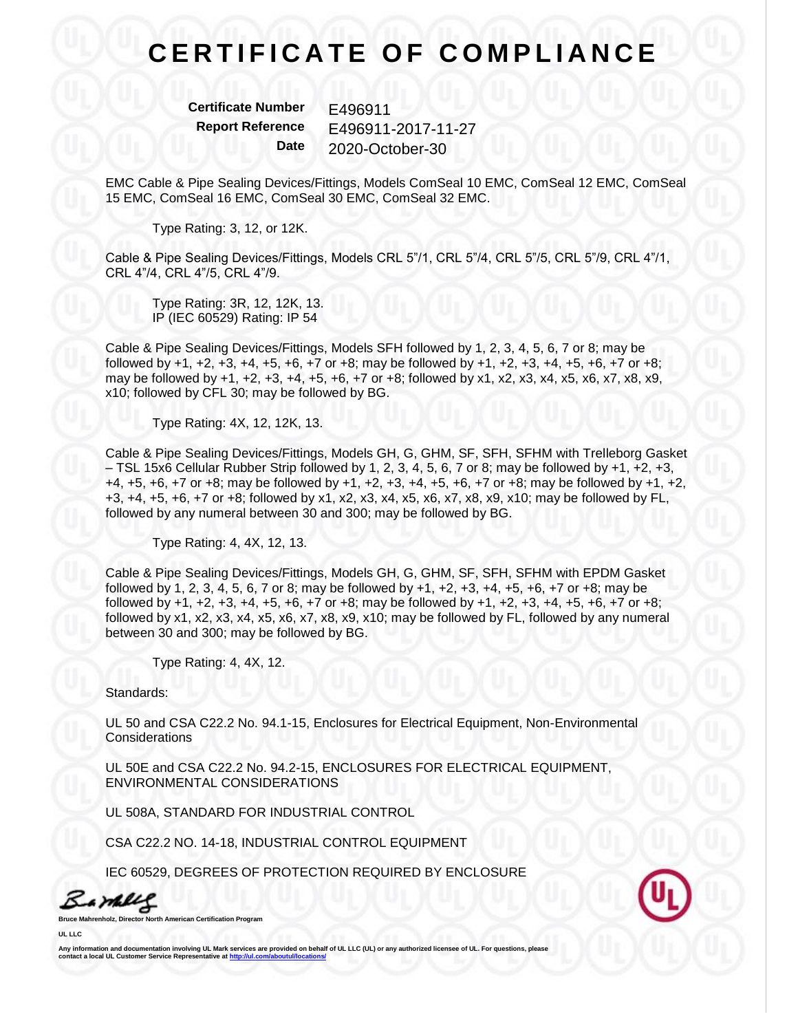# CERTIFICATE OF COMPLIANCE

**Certificate Number** E496911
**Report Reference** E496911-2017-11-27
**Date** 2020-October-30

EMC Cable & Pipe Sealing Devices/Fittings, Models ComSeal 10 EMC, ComSeal 12 EMC, ComSeal 15 EMC, ComSeal 16 EMC, ComSeal 30 EMC, ComSeal 32 EMC.

Type Rating: 3, 12, or 12K.

Cable & Pipe Sealing Devices/Fittings, Models CRL 5"/1, CRL 5"/4, CRL 5"/5, CRL 5"/9, CRL 4"/1, CRL 4"/4, CRL 4"/5, CRL 4"/9.

Type Rating: 3R, 12, 12K, 13.
IP (IEC 60529) Rating: IP 54

Cable & Pipe Sealing Devices/Fittings, Models SFH followed by 1, 2, 3, 4, 5, 6, 7 or 8; may be followed by +1, +2, +3, +4, +5, +6, +7 or +8; may be followed by +1, +2, +3, +4, +5, +6, +7 or +8; may be followed by +1, +2, +3, +4, +5, +6, +7 or +8; followed by x1, x2, x3, x4, x5, x6, x7, x8, x9, x10; followed by CFL 30; may be followed by BG.

Type Rating: 4X, 12, 12K, 13.

Cable & Pipe Sealing Devices/Fittings, Models GH, G, GHM, SF, SFH, SFHM with Trelleborg Gasket – TSL 15x6 Cellular Rubber Strip followed by 1, 2, 3, 4, 5, 6, 7 or 8; may be followed by +1, +2, +3, +4, +5, +6, +7 or +8; may be followed by +1, +2, +3, +4, +5, +6, +7 or +8; may be followed by +1, +2, +3, +4, +5, +6, +7 or +8; followed by x1, x2, x3, x4, x5, x6, x7, x8, x9, x10; may be followed by FL, followed by any numeral between 30 and 300; may be followed by BG.

Type Rating: 4, 4X, 12, 13.

Cable & Pipe Sealing Devices/Fittings, Models GH, G, GHM, SF, SFH, SFHM with EPDM Gasket followed by 1, 2, 3, 4, 5, 6, 7 or 8; may be followed by +1, +2, +3, +4, +5, +6, +7 or +8; may be followed by +1, +2, +3, +4, +5, +6, +7 or +8; may be followed by +1, +2, +3, +4, +5, +6, +7 or +8; followed by x1, x2, x3, x4, x5, x6, x7, x8, x9, x10; may be followed by FL, followed by any numeral between 30 and 300; may be followed by BG.

Type Rating: 4, 4X, 12.

Standards:

UL 50 and CSA C22.2 No. 94.1-15, Enclosures for Electrical Equipment, Non-Environmental Considerations

UL 50E and CSA C22.2 No. 94.2-15, ENCLOSURES FOR ELECTRICAL EQUIPMENT, ENVIRONMENTAL CONSIDERATIONS

UL 508A, STANDARD FOR INDUSTRIAL CONTROL

CSA C22.2 NO. 14-18, INDUSTRIAL CONTROL EQUIPMENT

IEC 60529, DEGREES OF PROTECTION REQUIRED BY ENCLOSURE

**Bruce Mahrenholz, Director North American Certification Program**

**UL LLC**

**Any information and documentation involving UL Mark services are provided on behalf of UL LLC (UL) or any authorized licensee of UL. For questions, please contact a local UL Customer Service Representative at http://ul.com/aboutul/locations/**